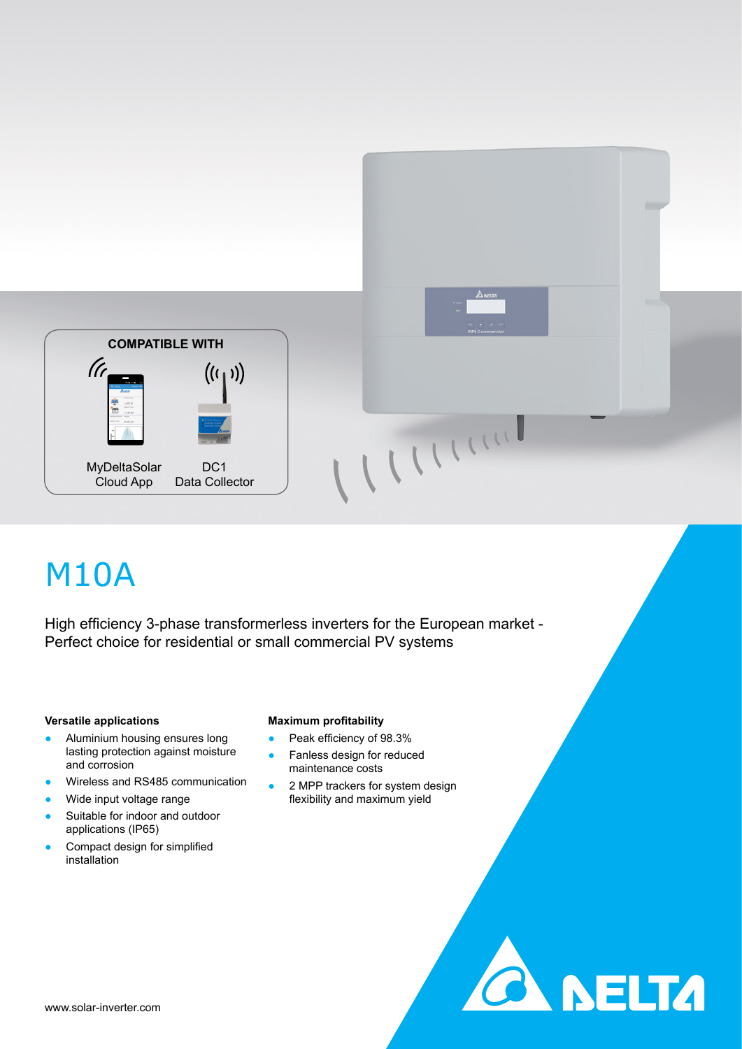**COMPATIBLE WITH**

MyDeltaSolar Cloud App

DC1 Data Collector

# M10A

High efficiency 3-phase transformerless inverters for the European market - Perfect choice for residential or small commercial PV systems

#### Versatile applications

- Aluminium housing ensures long lasting protection against moisture and corrosion
- Wireless and RS485 communication
- Wide input voltage range
- Suitable for indoor and outdoor applications (IP65)
- Compact design for simplified installation

#### Maximum profitability

- Peak efficiency of 98.3%
- Fanless design for reduced maintenance costs
- 2 MPP trackers for system design flexibility and maximum yield

www.solar-inverter.com

DELTA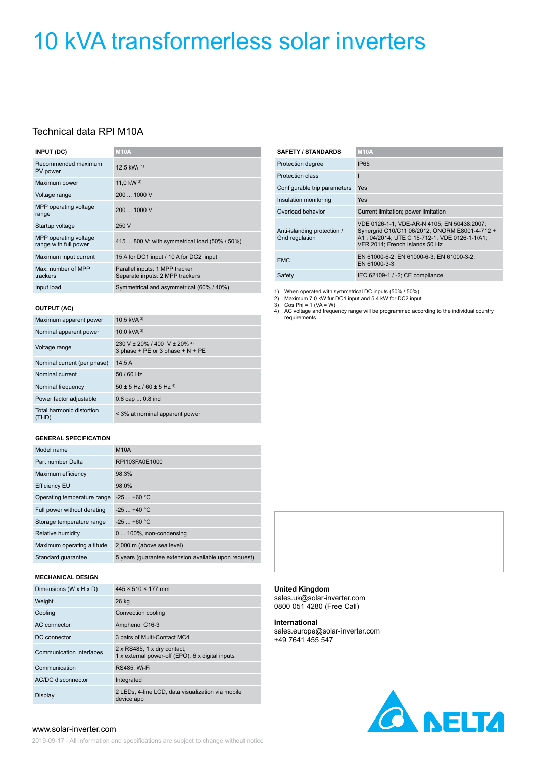# 10 kVA transformerless solar inverters

## Technical data RPI M10A

| INPUT (DC) | M10A |
|---|---|
| Recommended maximum PV power | 12.5 kWP [1] |
| Maximum power | 11,0 kW [2] |
| Voltage range | 200 ... 1000 V |
| MPP operating voltage range | 200 ... 1000 V |
| Startup voltage | 250 V |
| MPP operating voltage range with full power | 415 ... 800 V: with symmetrical load (50% / 50%) |
| Maximum input current | 15 A for DC1 input / 10 A for DC2 input |
| Max. number of MPP trackers | Parallel inputs: 1 MPP tracker<br>Separate inputs: 2 MPP trackers |
| Input load | Symmetrical and asymmetrical (60% / 40%) |

| OUTPUT (AC) | |
|---|---|
| Maximum apparent power | 10.5 kVA [3] |
| Nominal apparent power | 10.0 kVA [3] |
| Voltage range | 230 V ± 20% / 400 V ± 20% [4]<br>3 phase + PE or 3 phase + N + PE |
| Nominal current (per phase) | 14.5 A |
| Nominal current | 50 / 60 Hz |
| Nominal frequency | 50 ± 5 Hz / 60 ± 5 Hz [4] |
| Power factor adjustable | 0.8 cap ... 0.8 ind |
| Total harmonic distortion (THD) | < 3% at nominal apparent power |

| GENERAL SPECIFICATION | |
|---|---|
| Model name | M10A |
| Part number Delta | RPI103FA0E1000 |
| Maximum efficiency | 98.3% |
| Efficiency EU | 98.0% |
| Operating temperature range | -25 ... +60 °C |
| Full power without derating | -25 ... +40 °C |
| Storage temperature range | -25 ... +60 °C |
| Relative humidity | 0 ... 100%, non-condensing |
| Maximum operating altitude | 2,000 m (above sea level) |
| Standard guarantee | 5 years (guarantee extension available upon request) |

| MECHANICAL DESIGN | |
|---|---|
| Dimensions (W x H x D) | 445 × 510 × 177 mm |
| Weight | 26 kg |
| Cooling | Convection cooling |
| AC connector | Amphenol C16-3 |
| DC connector | 3 pairs of Multi-Contact MC4 |
| Communication interfaces | 2 x RS485, 1 x dry contact,<br>1 x external power-off (EPO), 6 x digital inputs |
| Communication | RS485, Wi-Fi |
| AC/DC disconnector | Integrated |
| Display | 2 LEDs, 4-line LCD, data visualization via mobile device app |

| SAFETY / STANDARDS | M10A |
|---|---|
| Protection degree | IP65 |
| Protection class | I |
| Configurable trip parameters | Yes |
| Insulation monitoring | Yes |
| Overload behavior | Current limitation; power limitation |
| Anti-islanding protection / Grid regulation | VDE 0126-1-1; VDE-AR-N 4105; EN 50438:2007; Synergrid C10/C11 06/2012; ÖNORM E8001-4-712 + A1 : 04/2014; UTE C 15-712-1; VDE 0126-1-1/A1; VFR 2014; French Islands 50 Hz |
| EMC | EN 61000-6-2; EN 61000-6-3; EN 61000-3-2; EN 61000-3-3 |
| Safety | IEC 62109-1 / -2; CE compliance |

1) When operated with symmetrical DC inputs (50% / 50%)
2) Maximum 7.0 kW für DC1 input and 5.4 kW for DC2 input
3) Cos Phi = 1 (VA = W)
4) AC voltage and frequency range will be programmed according to the individual country requirements.

**United Kingdom**
sales.uk@solar-inverter.com
0800 051 4280 (Free Call)

**International**
sales.europe@solar-inverter.com
+49 7641 455 547

DELTA

www.solar-inverter.com

2019-09-17 - All information and specifications are subject to change without notice